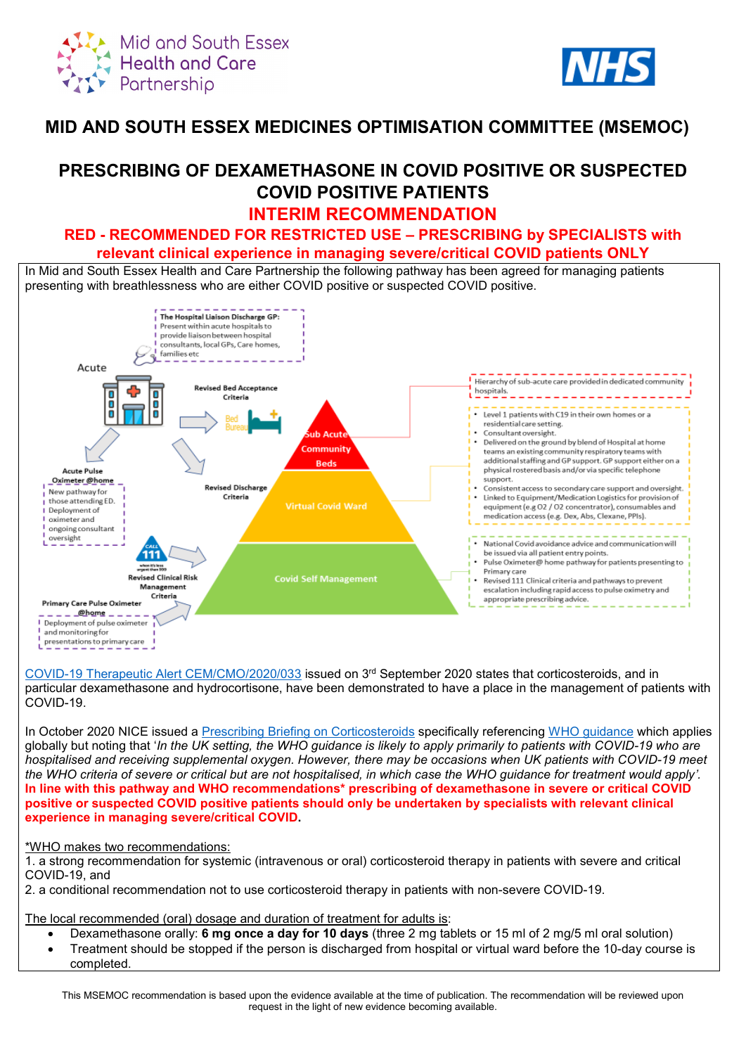Mid and South Essex Health and Care Partnership

NHS

# MID AND SOUTH ESSEX MEDICINES OPTIMISATION COMMITTEE (MSEMOC)

## PRESCRIBING OF DEXAMETHASONE IN COVID POSITIVE OR SUSPECTED COVID POSITIVE PATIENTS

## INTERIM RECOMMENDATION

### RED - RECOMMENDED FOR RESTRICTED USE – PRESCRIBING by SPECIALISTS with relevant clinical experience in managing severe/critical COVID patients ONLY

In Mid and South Essex Health and Care Partnership the following pathway has been agreed for managing patients presenting with breathlessness who are either COVID positive or suspected COVID positive.

**The Hospital Liaison Discharge GP:** Present within acute hospitals to provide liaison between hospital consultants, local GPs, Care homes, families etc

Acute

Revised Bed Acceptance Criteria

Bed Bureau

Acute Pulse Oximeter @home

New pathway for those attending ED. Deployment of oximeter and ongoing consultant oversight

Revised Discharge Criteria

CALL 111 when it's less urgent than 999

Revised Clinical Risk Management Criteria

Primary Care Pulse Oximeter @home

Deployment of pulse oximeter and monitoring for presentations to primary care

Sub Acute Community Beds

Virtual Covid Ward

Covid Self Management

Hierarchy of sub-acute care provided in dedicated community hospitals.

- Level 1 patients with C19 in their own homes or a residential care setting.
- Consultant oversight.
- Delivered on the ground by blend of Hospital at home teams an existing community respiratory teams with additional staffing and GP support. GP support either on a physical rostered basis and/or via specific telephone support.
- Consistent access to secondary care support and oversight.
- Linked to Equipment/Medication Logistics for provision of equipment (e.g O2 / O2 concentrator), consumables and medication access (e.g. Dex, Abs, Clexane, PPIs).

- National Covid avoidance advice and communication will be issued via all patient entry points.
- Pulse Oximeter@ home pathway for patients presenting to Primary care
- Revised 111 Clinical criteria and pathways to prevent escalation including rapid access to pulse oximetry and appropriate prescribing advice.

COVID-19 Therapeutic Alert CEM/CMO/2020/033 issued on 3rd September 2020 states that corticosteroids, and in particular dexamethasone and hydrocortisone, have been demonstrated to have a place in the management of patients with COVID-19.

In October 2020 NICE issued a Prescribing Briefing on Corticosteroids specifically referencing WHO guidance which applies globally but noting that '*In the UK setting, the WHO guidance is likely to apply primarily to patients with COVID-19 who are hospitalised and receiving supplemental oxygen. However, there may be occasions when UK patients with COVID-19 meet the WHO criteria of severe or critical but are not hospitalised, in which case the WHO guidance for treatment would apply'*. **In line with this pathway and WHO recommendations* prescribing of dexamethasone in severe or critical COVID positive or suspected COVID positive patients should only be undertaken by specialists with relevant clinical experience in managing severe/critical COVID.**

*WHO makes two recommendations:

1. a strong recommendation for systemic (intravenous or oral) corticosteroid therapy in patients with severe and critical COVID-19, and
2. a conditional recommendation not to use corticosteroid therapy in patients with non-severe COVID-19.

The local recommended (oral) dosage and duration of treatment for adults is:

- Dexamethasone orally: **6 mg once a day for 10 days** (three 2 mg tablets or 15 ml of 2 mg/5 ml oral solution)
- Treatment should be stopped if the person is discharged from hospital or virtual ward before the 10-day course is completed.

This MSEMOC recommendation is based upon the evidence available at the time of publication. The recommendation will be reviewed upon request in the light of new evidence becoming available.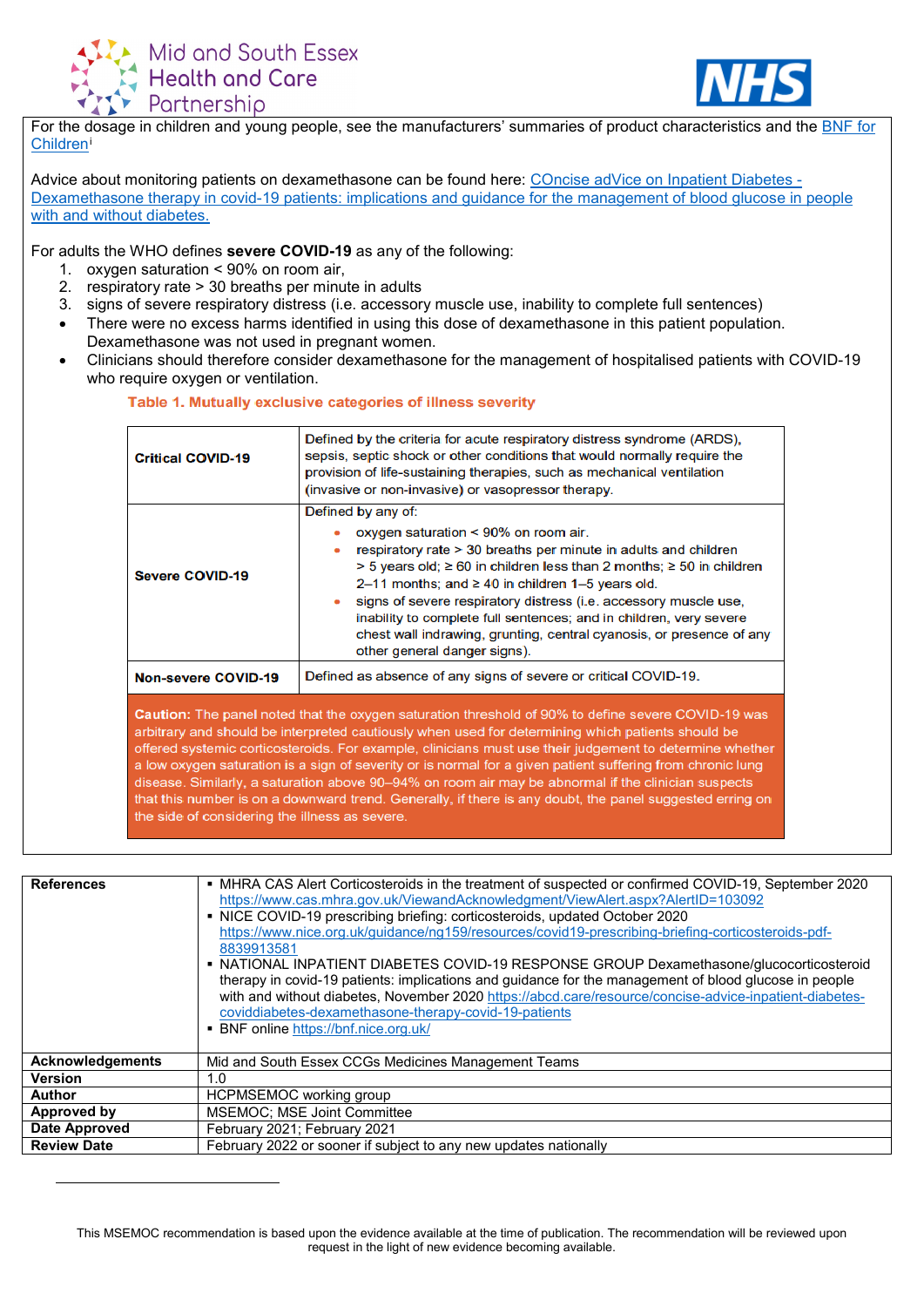For the dosage in children and young people, see the manufacturers' summaries of product characteristics and the BNF for Children[i]

Advice about monitoring patients on dexamethasone can be found here: COncise adVice on Inpatient Diabetes - Dexamethasone therapy in covid-19 patients: implications and guidance for the management of blood glucose in people with and without diabetes.

For adults the WHO defines **severe COVID-19** as any of the following:

1. oxygen saturation < 90% on room air,
2. respiratory rate > 30 breaths per minute in adults
3. signs of severe respiratory distress (i.e. accessory muscle use, inability to complete full sentences)

- There were no excess harms identified in using this dose of dexamethasone in this patient population. Dexamethasone was not used in pregnant women.
- Clinicians should therefore consider dexamethasone for the management of hospitalised patients with COVID-19 who require oxygen or ventilation.

**Table 1. Mutually exclusive categories of illness severity**

| | |
|---|---|
| **Critical COVID-19** | Defined by the criteria for acute respiratory distress syndrome (ARDS), sepsis, septic shock or other conditions that would normally require the provision of life-sustaining therapies, such as mechanical ventilation (invasive or non-invasive) or vasopressor therapy. |
| **Severe COVID-19** | Defined by any of: <br>• oxygen saturation < 90% on room air. <br>• respiratory rate > 30 breaths per minute in adults and children > 5 years old; ≥ 60 in children less than 2 months; ≥ 50 in children 2–11 months; and ≥ 40 in children 1–5 years old. <br>• signs of severe respiratory distress (i.e. accessory muscle use, inability to complete full sentences; and in children, very severe chest wall indrawing, grunting, central cyanosis, or presence of any other general danger signs). |
| **Non-severe COVID-19** | Defined as absence of any signs of severe or critical COVID-19. |

**Caution:** The panel noted that the oxygen saturation threshold of 90% to define severe COVID-19 was arbitrary and should be interpreted cautiously when used for determining which patients should be offered systemic corticosteroids. For example, clinicians must use their judgement to determine whether a low oxygen saturation is a sign of severity or is normal for a given patient suffering from chronic lung disease. Similarly, a saturation above 90–94% on room air may be abnormal if the clinician suspects that this number is on a downward trend. Generally, if there is any doubt, the panel suggested erring on the side of considering the illness as severe.

| | |
|---|---|
| **References** | ▪ MHRA CAS Alert Corticosteroids in the treatment of suspected or confirmed COVID-19, September 2020 https://www.cas.mhra.gov.uk/ViewandAcknowledgment/ViewAlert.aspx?AlertID=103092 <br>▪ NICE COVID-19 prescribing briefing: corticosteroids, updated October 2020 https://www.nice.org.uk/guidance/ng159/resources/covid19-prescribing-briefing-corticosteroids-pdf-8839913581 <br>▪ NATIONAL INPATIENT DIABETES COVID-19 RESPONSE GROUP Dexamethasone/glucocorticosteroid therapy in covid-19 patients: implications and guidance for the management of blood glucose in people with and without diabetes, November 2020 https://abcd.care/resource/concise-advice-inpatient-diabetes-coviddiabetes-dexamethasone-therapy-covid-19-patients <br>▪ BNF online https://bnf.nice.org.uk/ |
| **Acknowledgements** | Mid and South Essex CCGs Medicines Management Teams |
| **Version** | 1.0 |
| **Author** | HCPMSEMOC working group |
| **Approved by** | MSEMOC; MSE Joint Committee |
| **Date Approved** | February 2021; February 2021 |
| **Review Date** | February 2022 or sooner if subject to any new updates nationally |

This MSEMOC recommendation is based upon the evidence available at the time of publication. The recommendation will be reviewed upon request in the light of new evidence becoming available.